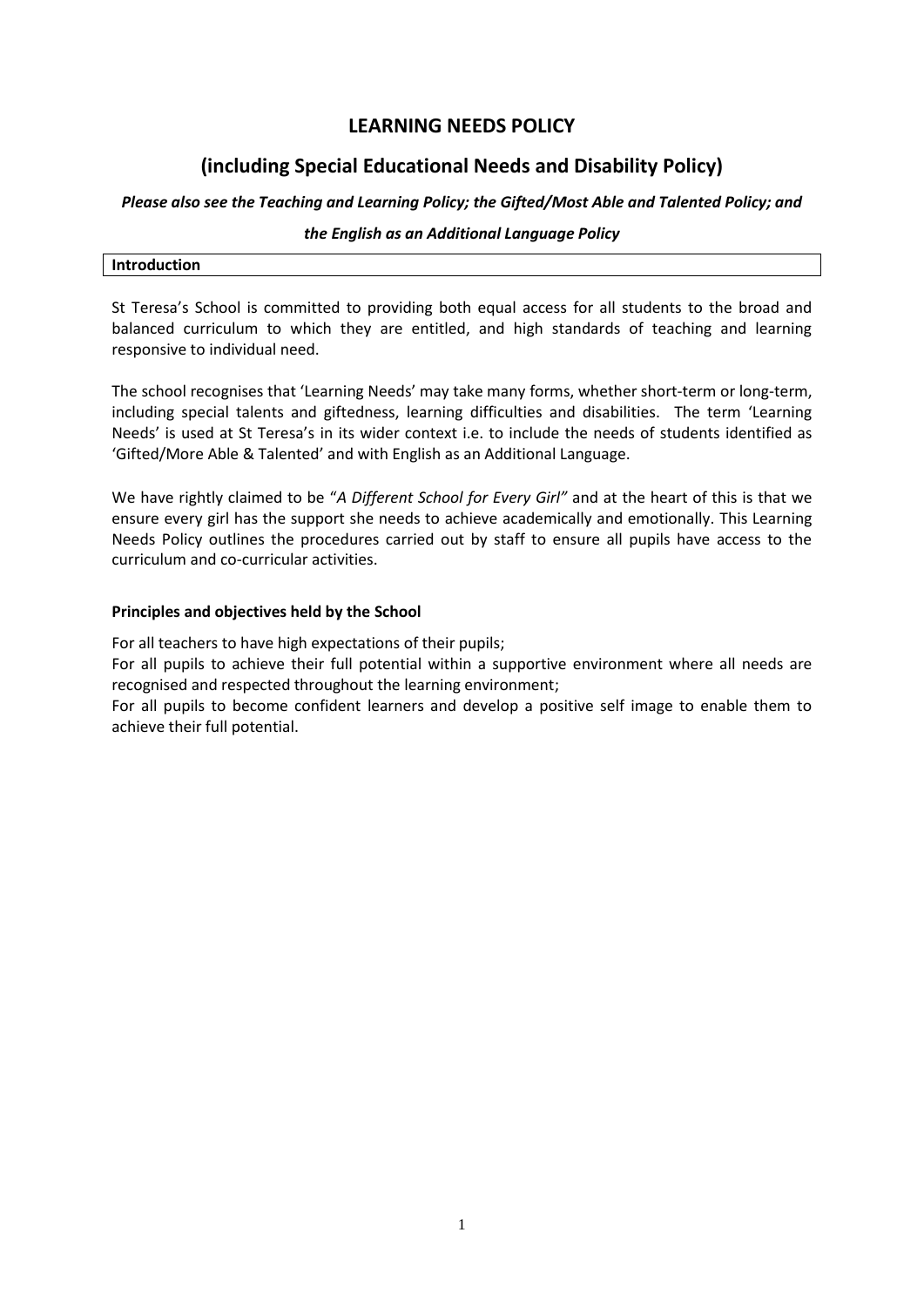# LEARNING NEEDS POLICY

## (including Special Educational Needs and Disability Policy)

***Please also see the Teaching and Learning Policy; the Gifted/Most Able and Talented Policy; and the English as an Additional Language Policy***

### Introduction

St Teresa's School is committed to providing both equal access for all students to the broad and balanced curriculum to which they are entitled, and high standards of teaching and learning responsive to individual need.

The school recognises that 'Learning Needs' may take many forms, whether short-term or long-term, including special talents and giftedness, learning difficulties and disabilities. The term 'Learning Needs' is used at St Teresa's in its wider context i.e. to include the needs of students identified as 'Gifted/More Able & Talented' and with English as an Additional Language.

We have rightly claimed to be "*A Different School for Every Girl"* and at the heart of this is that we ensure every girl has the support she needs to achieve academically and emotionally. This Learning Needs Policy outlines the procedures carried out by staff to ensure all pupils have access to the curriculum and co-curricular activities.

**Principles and objectives held by the School**

For all teachers to have high expectations of their pupils;
For all pupils to achieve their full potential within a supportive environment where all needs are recognised and respected throughout the learning environment;
For all pupils to become confident learners and develop a positive self image to enable them to achieve their full potential.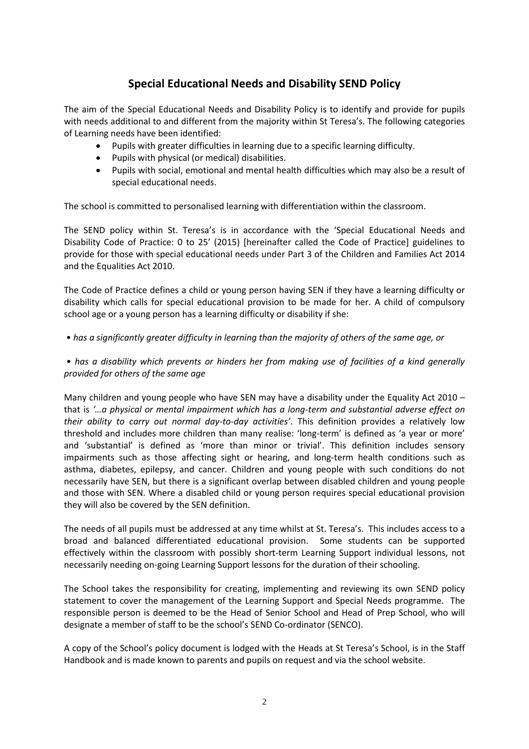## Special Educational Needs and Disability SEND Policy

The aim of the Special Educational Needs and Disability Policy is to identify and provide for pupils with needs additional to and different from the majority within St Teresa's. The following categories of Learning needs have been identified:

- Pupils with greater difficulties in learning due to a specific learning difficulty.
- Pupils with physical (or medical) disabilities.
- Pupils with social, emotional and mental health difficulties which may also be a result of special educational needs.

The school is committed to personalised learning with differentiation within the classroom.

The SEND policy within St. Teresa's is in accordance with the 'Special Educational Needs and Disability Code of Practice: 0 to 25' (2015) [hereinafter called the Code of Practice] guidelines to provide for those with special educational needs under Part 3 of the Children and Families Act 2014 and the Equalities Act 2010.

The Code of Practice defines a child or young person having SEN if they have a learning difficulty or disability which calls for special educational provision to be made for her. A child of compulsory school age or a young person has a learning difficulty or disability if she:

• *has a significantly greater difficulty in learning than the majority of others of the same age, or*

• *has a disability which prevents or hinders her from making use of facilities of a kind generally provided for others of the same age*

Many children and young people who have SEN may have a disability under the Equality Act 2010 – that is *'…a physical or mental impairment which has a long-term and substantial adverse effect on their ability to carry out normal day-to-day activities'*. This definition provides a relatively low threshold and includes more children than many realise: 'long-term' is defined as 'a year or more' and 'substantial' is defined as 'more than minor or trivial'. This definition includes sensory impairments such as those affecting sight or hearing, and long-term health conditions such as asthma, diabetes, epilepsy, and cancer. Children and young people with such conditions do not necessarily have SEN, but there is a significant overlap between disabled children and young people and those with SEN. Where a disabled child or young person requires special educational provision they will also be covered by the SEN definition.

The needs of all pupils must be addressed at any time whilst at St. Teresa's. This includes access to a broad and balanced differentiated educational provision. Some students can be supported effectively within the classroom with possibly short-term Learning Support individual lessons, not necessarily needing on-going Learning Support lessons for the duration of their schooling.

The School takes the responsibility for creating, implementing and reviewing its own SEND policy statement to cover the management of the Learning Support and Special Needs programme. The responsible person is deemed to be the Head of Senior School and Head of Prep School, who will designate a member of staff to be the school's SEND Co-ordinator (SENCO).

A copy of the School's policy document is lodged with the Heads at St Teresa's School, is in the Staff Handbook and is made known to parents and pupils on request and via the school website.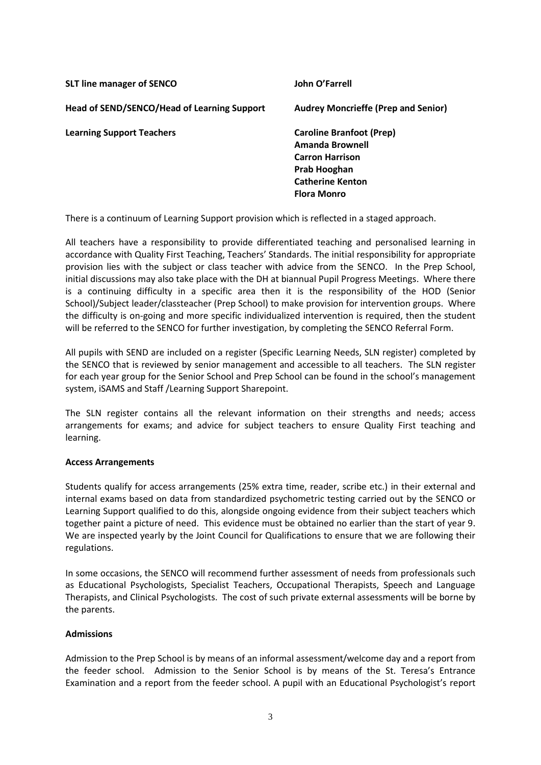| | |
|---|---|
| **SLT line manager of SENCO** | **John O'Farrell** |
| **Head of SEND/SENCO/Head of Learning Support** | **Audrey Moncrieffe (Prep and Senior)** |
| **Learning Support Teachers** | **Caroline Branfoot (Prep)**<br>**Amanda Brownell**<br>**Carron Harrison**<br>**Prab Hooghan**<br>**Catherine Kenton**<br>**Flora Monro** |

There is a continuum of Learning Support provision which is reflected in a staged approach.

All teachers have a responsibility to provide differentiated teaching and personalised learning in accordance with Quality First Teaching, Teachers' Standards. The initial responsibility for appropriate provision lies with the subject or class teacher with advice from the SENCO. In the Prep School, initial discussions may also take place with the DH at biannual Pupil Progress Meetings. Where there is a continuing difficulty in a specific area then it is the responsibility of the HOD (Senior School)/Subject leader/classteacher (Prep School) to make provision for intervention groups. Where the difficulty is on-going and more specific individualized intervention is required, then the student will be referred to the SENCO for further investigation, by completing the SENCO Referral Form.

All pupils with SEND are included on a register (Specific Learning Needs, SLN register) completed by the SENCO that is reviewed by senior management and accessible to all teachers. The SLN register for each year group for the Senior School and Prep School can be found in the school's management system, iSAMS and Staff /Learning Support Sharepoint.

The SLN register contains all the relevant information on their strengths and needs; access arrangements for exams; and advice for subject teachers to ensure Quality First teaching and learning.

**Access Arrangements**

Students qualify for access arrangements (25% extra time, reader, scribe etc.) in their external and internal exams based on data from standardized psychometric testing carried out by the SENCO or Learning Support qualified to do this, alongside ongoing evidence from their subject teachers which together paint a picture of need. This evidence must be obtained no earlier than the start of year 9. We are inspected yearly by the Joint Council for Qualifications to ensure that we are following their regulations.

In some occasions, the SENCO will recommend further assessment of needs from professionals such as Educational Psychologists, Specialist Teachers, Occupational Therapists, Speech and Language Therapists, and Clinical Psychologists. The cost of such private external assessments will be borne by the parents.

**Admissions**

Admission to the Prep School is by means of an informal assessment/welcome day and a report from the feeder school. Admission to the Senior School is by means of the St. Teresa's Entrance Examination and a report from the feeder school. A pupil with an Educational Psychologist's report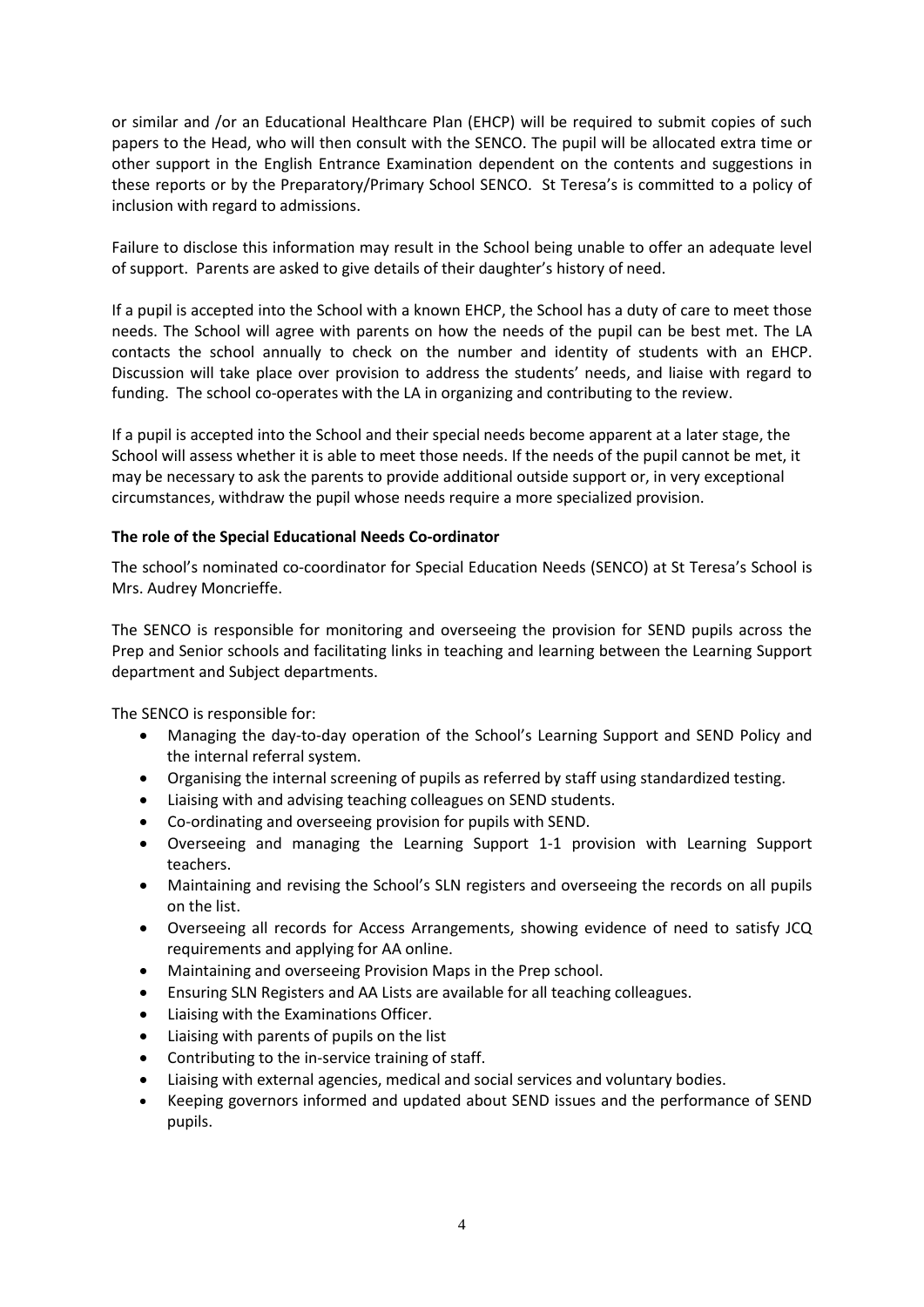or similar and /or an Educational Healthcare Plan (EHCP) will be required to submit copies of such papers to the Head, who will then consult with the SENCO. The pupil will be allocated extra time or other support in the English Entrance Examination dependent on the contents and suggestions in these reports or by the Preparatory/Primary School SENCO. St Teresa's is committed to a policy of inclusion with regard to admissions.

Failure to disclose this information may result in the School being unable to offer an adequate level of support. Parents are asked to give details of their daughter's history of need.

If a pupil is accepted into the School with a known EHCP, the School has a duty of care to meet those needs. The School will agree with parents on how the needs of the pupil can be best met. The LA contacts the school annually to check on the number and identity of students with an EHCP. Discussion will take place over provision to address the students' needs, and liaise with regard to funding. The school co-operates with the LA in organizing and contributing to the review.

If a pupil is accepted into the School and their special needs become apparent at a later stage, the School will assess whether it is able to meet those needs. If the needs of the pupil cannot be met, it may be necessary to ask the parents to provide additional outside support or, in very exceptional circumstances, withdraw the pupil whose needs require a more specialized provision.

**The role of the Special Educational Needs Co-ordinator**

The school's nominated co-coordinator for Special Education Needs (SENCO) at St Teresa's School is Mrs. Audrey Moncrieffe.

The SENCO is responsible for monitoring and overseeing the provision for SEND pupils across the Prep and Senior schools and facilitating links in teaching and learning between the Learning Support department and Subject departments.

The SENCO is responsible for:

- Managing the day-to-day operation of the School's Learning Support and SEND Policy and the internal referral system.
- Organising the internal screening of pupils as referred by staff using standardized testing.
- Liaising with and advising teaching colleagues on SEND students.
- Co-ordinating and overseeing provision for pupils with SEND.
- Overseeing and managing the Learning Support 1-1 provision with Learning Support teachers.
- Maintaining and revising the School's SLN registers and overseeing the records on all pupils on the list.
- Overseeing all records for Access Arrangements, showing evidence of need to satisfy JCQ requirements and applying for AA online.
- Maintaining and overseeing Provision Maps in the Prep school.
- Ensuring SLN Registers and AA Lists are available for all teaching colleagues.
- Liaising with the Examinations Officer.
- Liaising with parents of pupils on the list
- Contributing to the in-service training of staff.
- Liaising with external agencies, medical and social services and voluntary bodies.
- Keeping governors informed and updated about SEND issues and the performance of SEND pupils.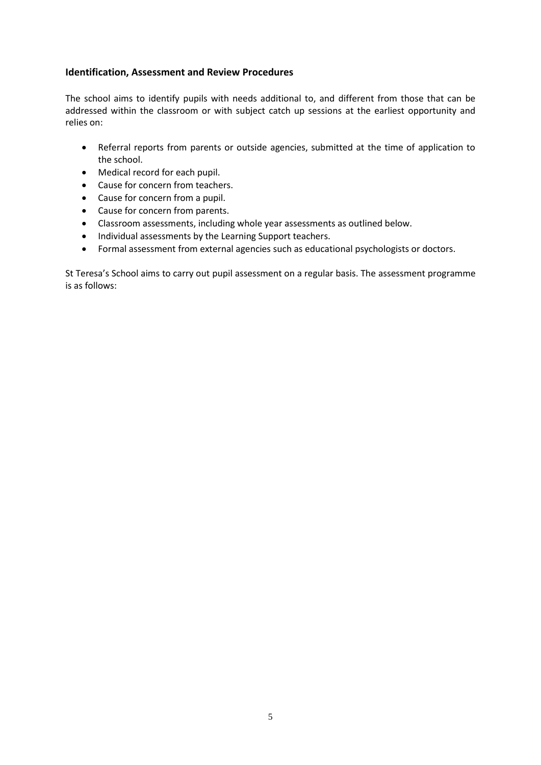### Identification, Assessment and Review Procedures

The school aims to identify pupils with needs additional to, and different from those that can be addressed within the classroom or with subject catch up sessions at the earliest opportunity and relies on:

- Referral reports from parents or outside agencies, submitted at the time of application to the school.
- Medical record for each pupil.
- Cause for concern from teachers.
- Cause for concern from a pupil.
- Cause for concern from parents.
- Classroom assessments, including whole year assessments as outlined below.
- Individual assessments by the Learning Support teachers.
- Formal assessment from external agencies such as educational psychologists or doctors.

St Teresa's School aims to carry out pupil assessment on a regular basis. The assessment programme is as follows: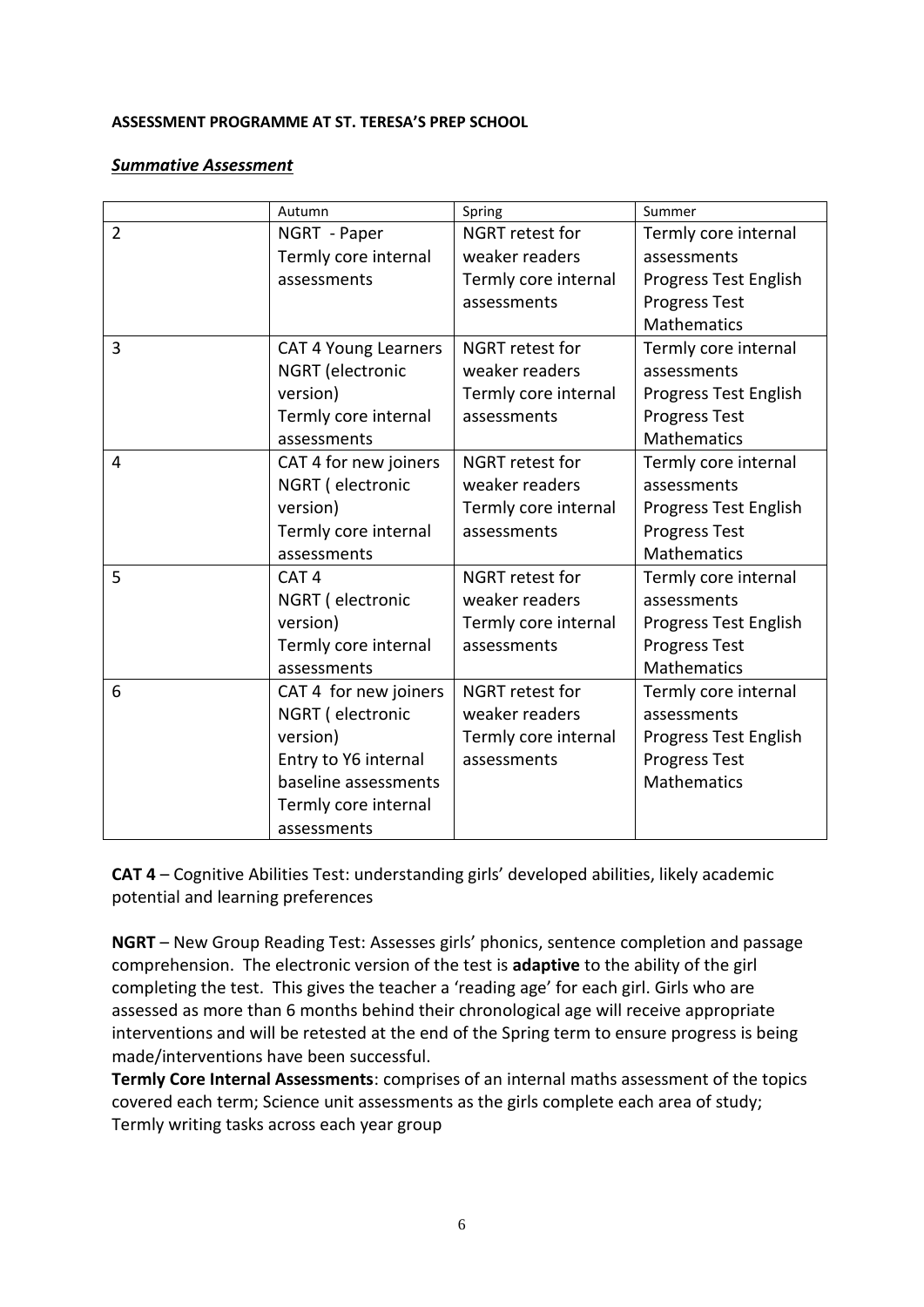**ASSESSMENT PROGRAMME AT ST. TERESA'S PREP SCHOOL**

***Summative Assessment***

| | Autumn | Spring | Summer |
|---|---|---|---|
| 2 | NGRT - Paper<br>Termly core internal assessments | NGRT retest for weaker readers<br>Termly core internal assessments | Termly core internal assessments<br>Progress Test English<br>Progress Test Mathematics |
| 3 | CAT 4 Young Learners<br>NGRT (electronic version)<br>Termly core internal assessments | NGRT retest for weaker readers<br>Termly core internal assessments | Termly core internal assessments<br>Progress Test English<br>Progress Test Mathematics |
| 4 | CAT 4 for new joiners<br>NGRT ( electronic version)<br>Termly core internal assessments | NGRT retest for weaker readers<br>Termly core internal assessments | Termly core internal assessments<br>Progress Test English<br>Progress Test Mathematics |
| 5 | CAT 4<br>NGRT ( electronic version)<br>Termly core internal assessments | NGRT retest for weaker readers<br>Termly core internal assessments | Termly core internal assessments<br>Progress Test English<br>Progress Test Mathematics |
| 6 | CAT 4 for new joiners<br>NGRT ( electronic version)<br>Entry to Y6 internal baseline assessments<br>Termly core internal assessments | NGRT retest for weaker readers<br>Termly core internal assessments | Termly core internal assessments<br>Progress Test English<br>Progress Test Mathematics |

**CAT 4** – Cognitive Abilities Test: understanding girls' developed abilities, likely academic potential and learning preferences

**NGRT** – New Group Reading Test: Assesses girls' phonics, sentence completion and passage comprehension. The electronic version of the test is **adaptive** to the ability of the girl completing the test. This gives the teacher a 'reading age' for each girl. Girls who are assessed as more than 6 months behind their chronological age will receive appropriate interventions and will be retested at the end of the Spring term to ensure progress is being made/interventions have been successful.

**Termly Core Internal Assessments**: comprises of an internal maths assessment of the topics covered each term; Science unit assessments as the girls complete each area of study; Termly writing tasks across each year group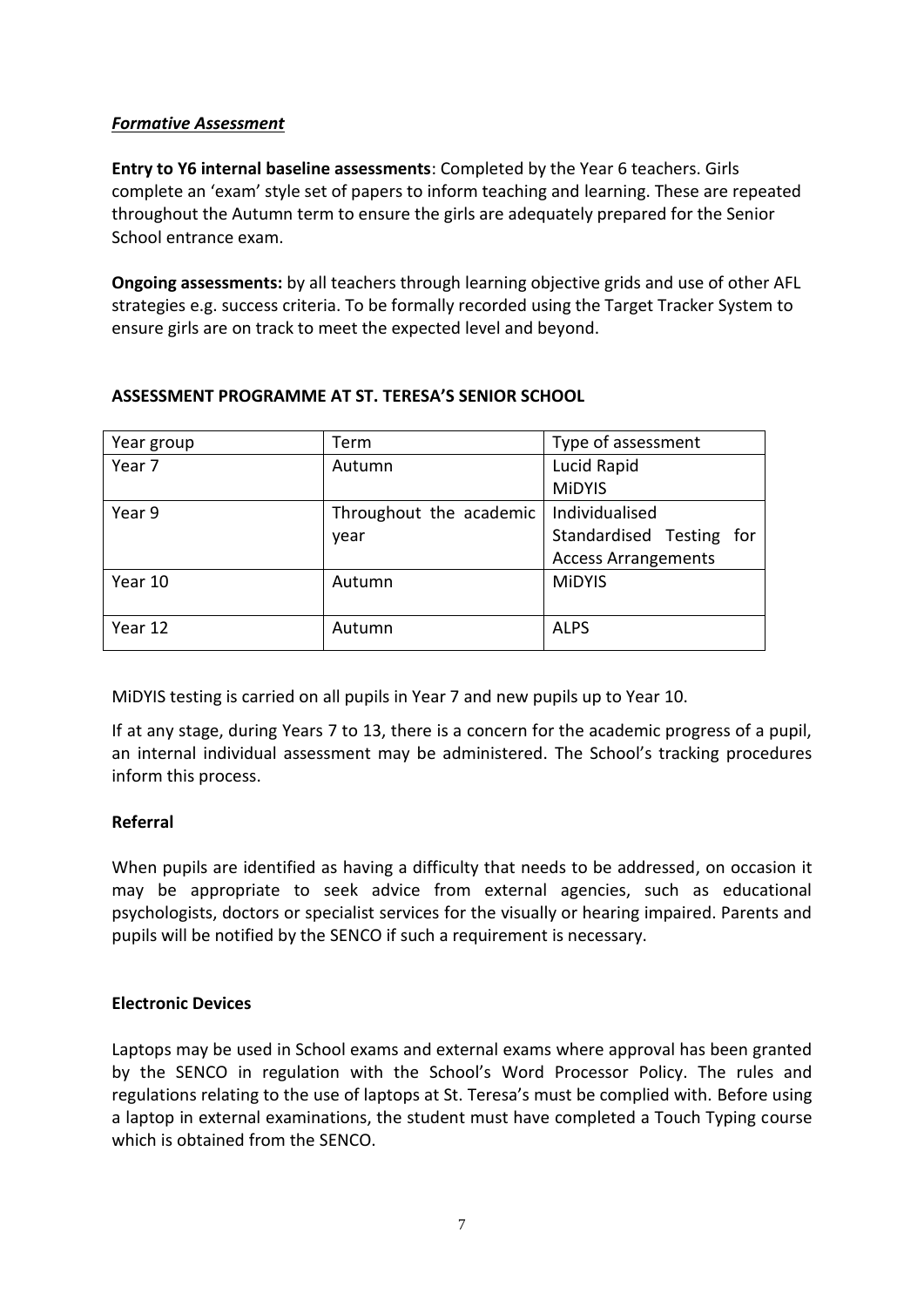***Formative Assessment***

**Entry to Y6 internal baseline assessments**: Completed by the Year 6 teachers. Girls complete an 'exam' style set of papers to inform teaching and learning. These are repeated throughout the Autumn term to ensure the girls are adequately prepared for the Senior School entrance exam.

**Ongoing assessments:** by all teachers through learning objective grids and use of other AFL strategies e.g. success criteria. To be formally recorded using the Target Tracker System to ensure girls are on track to meet the expected level and beyond.

**ASSESSMENT PROGRAMME AT ST. TERESA'S SENIOR SCHOOL**

| Year group | Term | Type of assessment |
|---|---|---|
| Year 7 | Autumn | Lucid Rapid<br>MiDYIS |
| Year 9 | Throughout the academic year | Individualised Standardised Testing for Access Arrangements |
| Year 10 | Autumn | MiDYIS |
| Year 12 | Autumn | ALPS |

MiDYIS testing is carried on all pupils in Year 7 and new pupils up to Year 10.

If at any stage, during Years 7 to 13, there is a concern for the academic progress of a pupil, an internal individual assessment may be administered. The School's tracking procedures inform this process.

**Referral**

When pupils are identified as having a difficulty that needs to be addressed, on occasion it may be appropriate to seek advice from external agencies, such as educational psychologists, doctors or specialist services for the visually or hearing impaired. Parents and pupils will be notified by the SENCO if such a requirement is necessary.

**Electronic Devices**

Laptops may be used in School exams and external exams where approval has been granted by the SENCO in regulation with the School's Word Processor Policy. The rules and regulations relating to the use of laptops at St. Teresa's must be complied with. Before using a laptop in external examinations, the student must have completed a Touch Typing course which is obtained from the SENCO.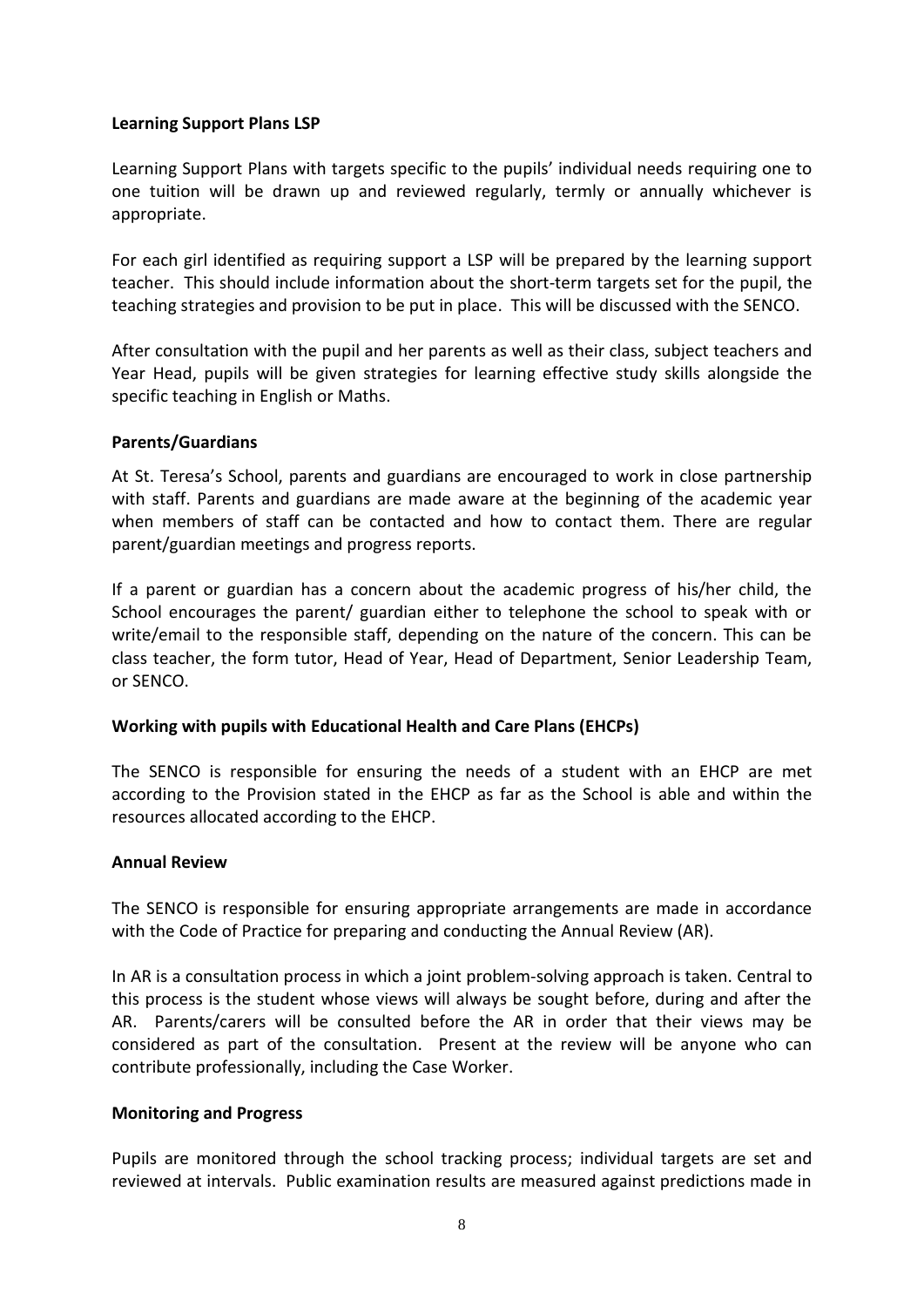**Learning Support Plans LSP**

Learning Support Plans with targets specific to the pupils' individual needs requiring one to one tuition will be drawn up and reviewed regularly, termly or annually whichever is appropriate.

For each girl identified as requiring support a LSP will be prepared by the learning support teacher. This should include information about the short-term targets set for the pupil, the teaching strategies and provision to be put in place. This will be discussed with the SENCO.

After consultation with the pupil and her parents as well as their class, subject teachers and Year Head, pupils will be given strategies for learning effective study skills alongside the specific teaching in English or Maths.

**Parents/Guardians**

At St. Teresa's School, parents and guardians are encouraged to work in close partnership with staff. Parents and guardians are made aware at the beginning of the academic year when members of staff can be contacted and how to contact them. There are regular parent/guardian meetings and progress reports.

If a parent or guardian has a concern about the academic progress of his/her child, the School encourages the parent/ guardian either to telephone the school to speak with or write/email to the responsible staff, depending on the nature of the concern. This can be class teacher, the form tutor, Head of Year, Head of Department, Senior Leadership Team, or SENCO.

**Working with pupils with Educational Health and Care Plans (EHCPs)**

The SENCO is responsible for ensuring the needs of a student with an EHCP are met according to the Provision stated in the EHCP as far as the School is able and within the resources allocated according to the EHCP.

**Annual Review**

The SENCO is responsible for ensuring appropriate arrangements are made in accordance with the Code of Practice for preparing and conducting the Annual Review (AR).

In AR is a consultation process in which a joint problem-solving approach is taken. Central to this process is the student whose views will always be sought before, during and after the AR. Parents/carers will be consulted before the AR in order that their views may be considered as part of the consultation. Present at the review will be anyone who can contribute professionally, including the Case Worker.

**Monitoring and Progress**

Pupils are monitored through the school tracking process; individual targets are set and reviewed at intervals. Public examination results are measured against predictions made in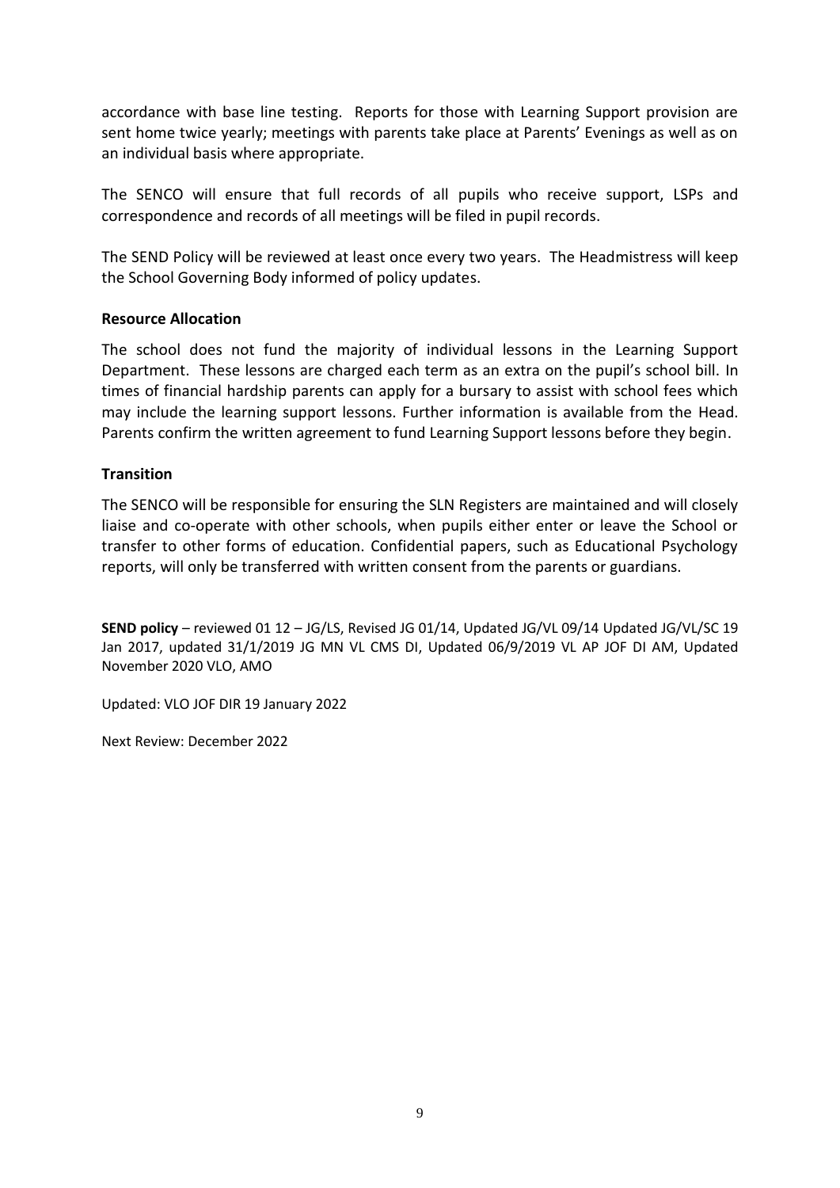accordance with base line testing. Reports for those with Learning Support provision are sent home twice yearly; meetings with parents take place at Parents' Evenings as well as on an individual basis where appropriate.

The SENCO will ensure that full records of all pupils who receive support, LSPs and correspondence and records of all meetings will be filed in pupil records.

The SEND Policy will be reviewed at least once every two years. The Headmistress will keep the School Governing Body informed of policy updates.

**Resource Allocation**

The school does not fund the majority of individual lessons in the Learning Support Department. These lessons are charged each term as an extra on the pupil's school bill. In times of financial hardship parents can apply for a bursary to assist with school fees which may include the learning support lessons. Further information is available from the Head. Parents confirm the written agreement to fund Learning Support lessons before they begin.

**Transition**

The SENCO will be responsible for ensuring the SLN Registers are maintained and will closely liaise and co-operate with other schools, when pupils either enter or leave the School or transfer to other forms of education. Confidential papers, such as Educational Psychology reports, will only be transferred with written consent from the parents or guardians.

**SEND policy** – reviewed 01 12 – JG/LS, Revised JG 01/14, Updated JG/VL 09/14 Updated JG/VL/SC 19 Jan 2017, updated 31/1/2019 JG MN VL CMS DI, Updated 06/9/2019 VL AP JOF DI AM, Updated November 2020 VLO, AMO

Updated: VLO JOF DIR 19 January 2022

Next Review: December 2022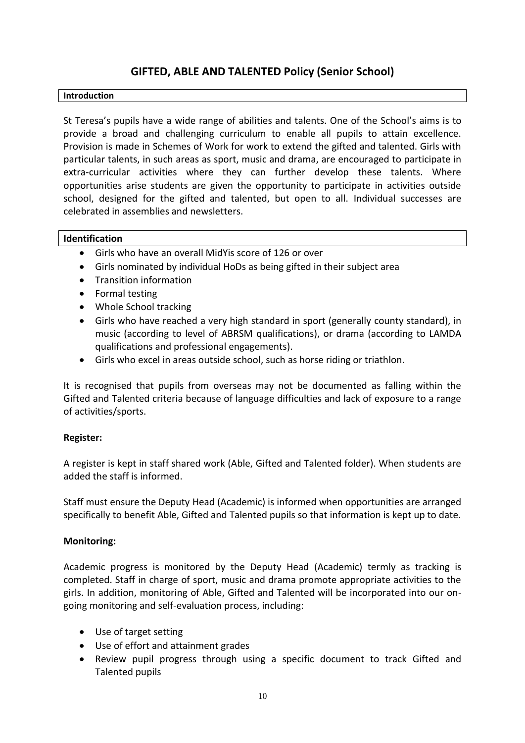# GIFTED, ABLE AND TALENTED Policy (Senior School)

## Introduction

St Teresa's pupils have a wide range of abilities and talents. One of the School's aims is to provide a broad and challenging curriculum to enable all pupils to attain excellence. Provision is made in Schemes of Work for work to extend the gifted and talented. Girls with particular talents, in such areas as sport, music and drama, are encouraged to participate in extra-curricular activities where they can further develop these talents. Where opportunities arise students are given the opportunity to participate in activities outside school, designed for the gifted and talented, but open to all. Individual successes are celebrated in assemblies and newsletters.

## Identification

- Girls who have an overall MidYis score of 126 or over
- Girls nominated by individual HoDs as being gifted in their subject area
- Transition information
- Formal testing
- Whole School tracking
- Girls who have reached a very high standard in sport (generally county standard), in music (according to level of ABRSM qualifications), or drama (according to LAMDA qualifications and professional engagements).
- Girls who excel in areas outside school, such as horse riding or triathlon.

It is recognised that pupils from overseas may not be documented as falling within the Gifted and Talented criteria because of language difficulties and lack of exposure to a range of activities/sports.

**Register:**

A register is kept in staff shared work (Able, Gifted and Talented folder). When students are added the staff is informed.

Staff must ensure the Deputy Head (Academic) is informed when opportunities are arranged specifically to benefit Able, Gifted and Talented pupils so that information is kept up to date.

**Monitoring:**

Academic progress is monitored by the Deputy Head (Academic) termly as tracking is completed. Staff in charge of sport, music and drama promote appropriate activities to the girls. In addition, monitoring of Able, Gifted and Talented will be incorporated into our on-going monitoring and self-evaluation process, including:

- Use of target setting
- Use of effort and attainment grades
- Review pupil progress through using a specific document to track Gifted and Talented pupils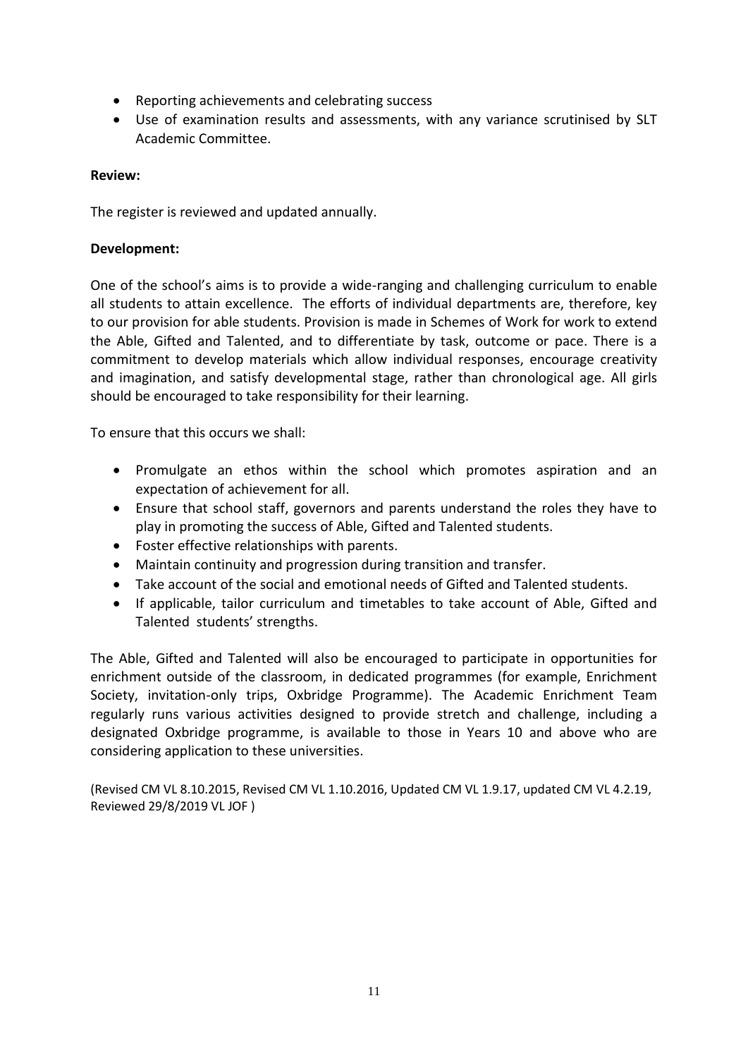- Reporting achievements and celebrating success
- Use of examination results and assessments, with any variance scrutinised by SLT Academic Committee.

**Review:**

The register is reviewed and updated annually.

**Development:**

One of the school's aims is to provide a wide-ranging and challenging curriculum to enable all students to attain excellence. The efforts of individual departments are, therefore, key to our provision for able students. Provision is made in Schemes of Work for work to extend the Able, Gifted and Talented, and to differentiate by task, outcome or pace. There is a commitment to develop materials which allow individual responses, encourage creativity and imagination, and satisfy developmental stage, rather than chronological age. All girls should be encouraged to take responsibility for their learning.

To ensure that this occurs we shall:

- Promulgate an ethos within the school which promotes aspiration and an expectation of achievement for all.
- Ensure that school staff, governors and parents understand the roles they have to play in promoting the success of Able, Gifted and Talented students.
- Foster effective relationships with parents.
- Maintain continuity and progression during transition and transfer.
- Take account of the social and emotional needs of Gifted and Talented students.
- If applicable, tailor curriculum and timetables to take account of Able, Gifted and Talented students' strengths.

The Able, Gifted and Talented will also be encouraged to participate in opportunities for enrichment outside of the classroom, in dedicated programmes (for example, Enrichment Society, invitation-only trips, Oxbridge Programme). The Academic Enrichment Team regularly runs various activities designed to provide stretch and challenge, including a designated Oxbridge programme, is available to those in Years 10 and above who are considering application to these universities.

(Revised CM VL 8.10.2015, Revised CM VL 1.10.2016, Updated CM VL 1.9.17, updated CM VL 4.2.19, Reviewed 29/8/2019 VL JOF )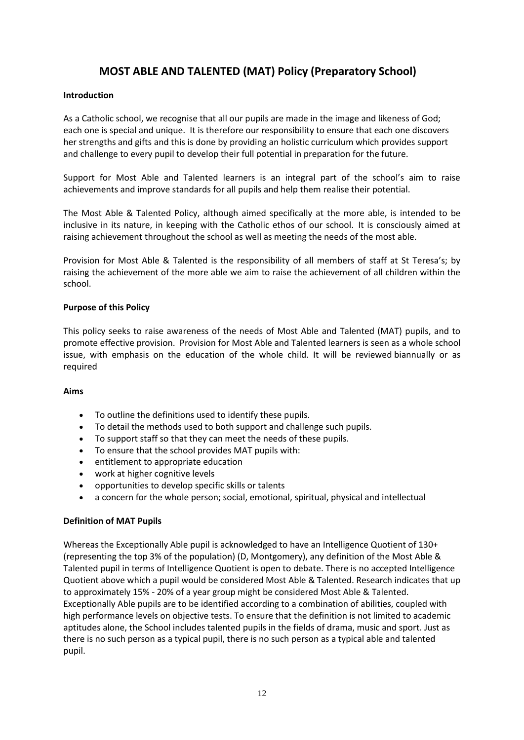# MOST ABLE AND TALENTED (MAT) Policy (Preparatory School)

**Introduction**

As a Catholic school, we recognise that all our pupils are made in the image and likeness of God; each one is special and unique. It is therefore our responsibility to ensure that each one discovers her strengths and gifts and this is done by providing an holistic curriculum which provides support and challenge to every pupil to develop their full potential in preparation for the future.

Support for Most Able and Talented learners is an integral part of the school's aim to raise achievements and improve standards for all pupils and help them realise their potential.

The Most Able & Talented Policy, although aimed specifically at the more able, is intended to be inclusive in its nature, in keeping with the Catholic ethos of our school. It is consciously aimed at raising achievement throughout the school as well as meeting the needs of the most able.

Provision for Most Able & Talented is the responsibility of all members of staff at St Teresa's; by raising the achievement of the more able we aim to raise the achievement of all children within the school.

**Purpose of this Policy**

This policy seeks to raise awareness of the needs of Most Able and Talented (MAT) pupils, and to promote effective provision. Provision for Most Able and Talented learners is seen as a whole school issue, with emphasis on the education of the whole child. It will be reviewed biannually or as required

**Aims**

- To outline the definitions used to identify these pupils.
- To detail the methods used to both support and challenge such pupils.
- To support staff so that they can meet the needs of these pupils.
- To ensure that the school provides MAT pupils with:
- entitlement to appropriate education
- work at higher cognitive levels
- opportunities to develop specific skills or talents
- a concern for the whole person; social, emotional, spiritual, physical and intellectual

**Definition of MAT Pupils**

Whereas the Exceptionally Able pupil is acknowledged to have an Intelligence Quotient of 130+ (representing the top 3% of the population) (D, Montgomery), any definition of the Most Able & Talented pupil in terms of Intelligence Quotient is open to debate. There is no accepted Intelligence Quotient above which a pupil would be considered Most Able & Talented. Research indicates that up to approximately 15% - 20% of a year group might be considered Most Able & Talented. Exceptionally Able pupils are to be identified according to a combination of abilities, coupled with high performance levels on objective tests. To ensure that the definition is not limited to academic aptitudes alone, the School includes talented pupils in the fields of drama, music and sport. Just as there is no such person as a typical pupil, there is no such person as a typical able and talented pupil.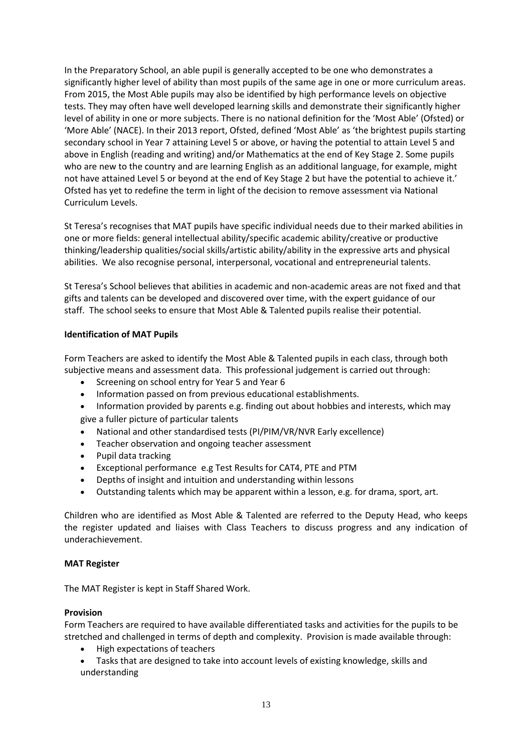In the Preparatory School, an able pupil is generally accepted to be one who demonstrates a significantly higher level of ability than most pupils of the same age in one or more curriculum areas. From 2015, the Most Able pupils may also be identified by high performance levels on objective tests. They may often have well developed learning skills and demonstrate their significantly higher level of ability in one or more subjects. There is no national definition for the 'Most Able' (Ofsted) or 'More Able' (NACE). In their 2013 report, Ofsted, defined 'Most Able' as 'the brightest pupils starting secondary school in Year 7 attaining Level 5 or above, or having the potential to attain Level 5 and above in English (reading and writing) and/or Mathematics at the end of Key Stage 2. Some pupils who are new to the country and are learning English as an additional language, for example, might not have attained Level 5 or beyond at the end of Key Stage 2 but have the potential to achieve it.' Ofsted has yet to redefine the term in light of the decision to remove assessment via National Curriculum Levels.

St Teresa's recognises that MAT pupils have specific individual needs due to their marked abilities in one or more fields: general intellectual ability/specific academic ability/creative or productive thinking/leadership qualities/social skills/artistic ability/ability in the expressive arts and physical abilities. We also recognise personal, interpersonal, vocational and entrepreneurial talents.

St Teresa's School believes that abilities in academic and non-academic areas are not fixed and that gifts and talents can be developed and discovered over time, with the expert guidance of our staff. The school seeks to ensure that Most Able & Talented pupils realise their potential.

**Identification of MAT Pupils**

Form Teachers are asked to identify the Most Able & Talented pupils in each class, through both subjective means and assessment data. This professional judgement is carried out through:

- Screening on school entry for Year 5 and Year 6
- Information passed on from previous educational establishments.
- Information provided by parents e.g. finding out about hobbies and interests, which may give a fuller picture of particular talents
- National and other standardised tests (PI/PIM/VR/NVR Early excellence)
- Teacher observation and ongoing teacher assessment
- Pupil data tracking
- Exceptional performance e.g Test Results for CAT4, PTE and PTM
- Depths of insight and intuition and understanding within lessons
- Outstanding talents which may be apparent within a lesson, e.g. for drama, sport, art.

Children who are identified as Most Able & Talented are referred to the Deputy Head, who keeps the register updated and liaises with Class Teachers to discuss progress and any indication of underachievement.

**MAT Register**

The MAT Register is kept in Staff Shared Work.

**Provision**

Form Teachers are required to have available differentiated tasks and activities for the pupils to be stretched and challenged in terms of depth and complexity. Provision is made available through:

- High expectations of teachers
- Tasks that are designed to take into account levels of existing knowledge, skills and understanding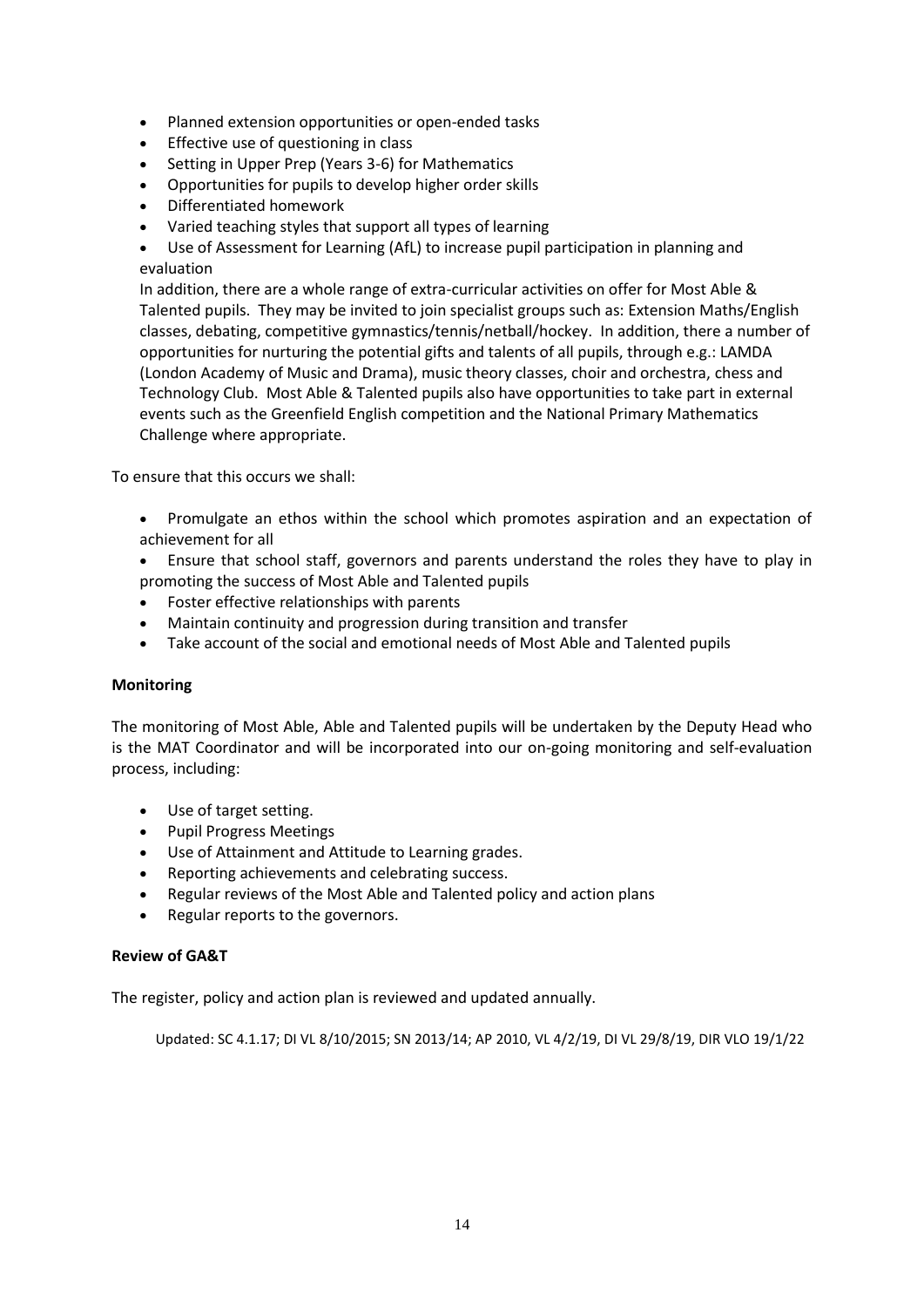- Planned extension opportunities or open-ended tasks
- Effective use of questioning in class
- Setting in Upper Prep (Years 3-6) for Mathematics
- Opportunities for pupils to develop higher order skills
- Differentiated homework
- Varied teaching styles that support all types of learning
- Use of Assessment for Learning (AfL) to increase pupil participation in planning and evaluation

  In addition, there are a whole range of extra-curricular activities on offer for Most Able & Talented pupils. They may be invited to join specialist groups such as: Extension Maths/English classes, debating, competitive gymnastics/tennis/netball/hockey. In addition, there a number of opportunities for nurturing the potential gifts and talents of all pupils, through e.g.: LAMDA (London Academy of Music and Drama), music theory classes, choir and orchestra, chess and Technology Club. Most Able & Talented pupils also have opportunities to take part in external events such as the Greenfield English competition and the National Primary Mathematics Challenge where appropriate.

To ensure that this occurs we shall:

- Promulgate an ethos within the school which promotes aspiration and an expectation of achievement for all
- Ensure that school staff, governors and parents understand the roles they have to play in promoting the success of Most Able and Talented pupils
- Foster effective relationships with parents
- Maintain continuity and progression during transition and transfer
- Take account of the social and emotional needs of Most Able and Talented pupils

**Monitoring**

The monitoring of Most Able, Able and Talented pupils will be undertaken by the Deputy Head who is the MAT Coordinator and will be incorporated into our on-going monitoring and self-evaluation process, including:

- Use of target setting.
- Pupil Progress Meetings
- Use of Attainment and Attitude to Learning grades.
- Reporting achievements and celebrating success.
- Regular reviews of the Most Able and Talented policy and action plans
- Regular reports to the governors.

**Review of GA&T**

The register, policy and action plan is reviewed and updated annually.

Updated: SC 4.1.17; DI VL 8/10/2015; SN 2013/14; AP 2010, VL 4/2/19, DI VL 29/8/19, DIR VLO 19/1/22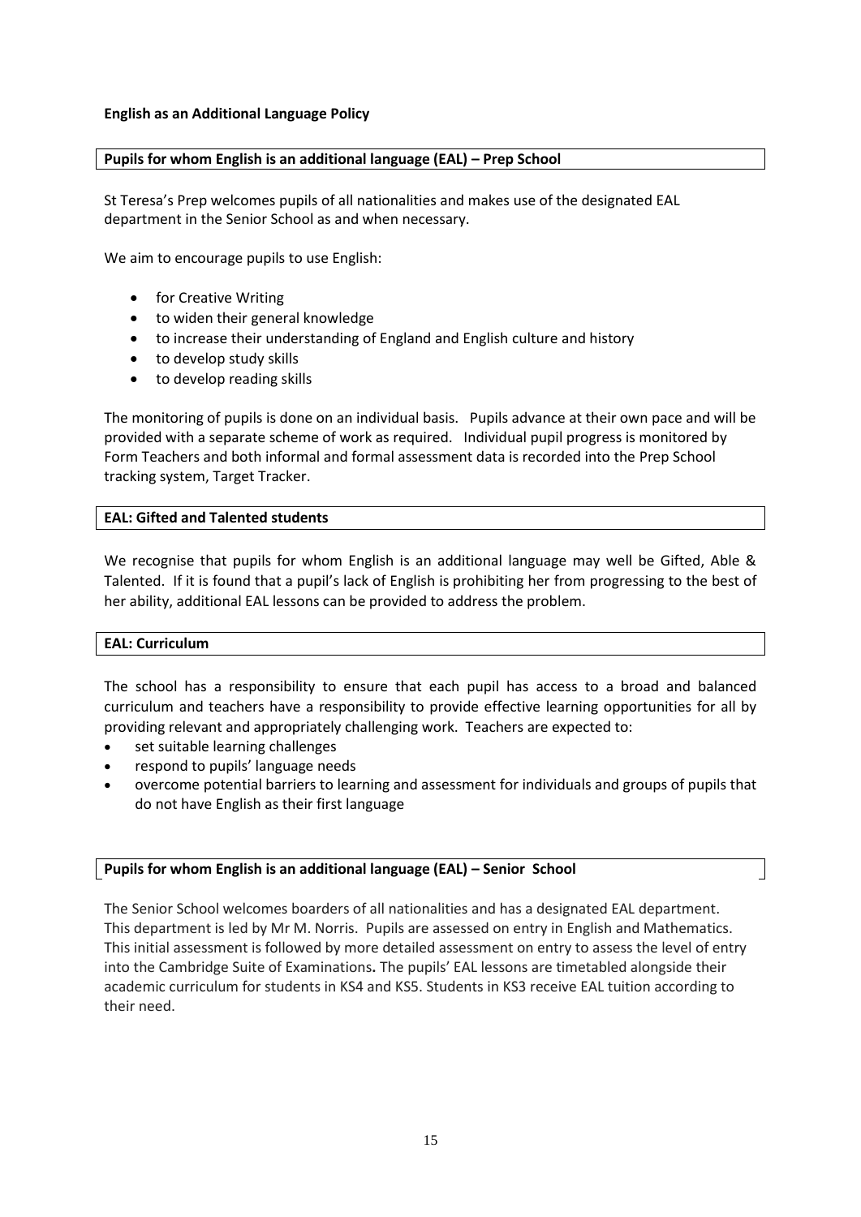**English as an Additional Language Policy**

## Pupils for whom English is an additional language (EAL) – Prep School

St Teresa's Prep welcomes pupils of all nationalities and makes use of the designated EAL department in the Senior School as and when necessary.

We aim to encourage pupils to use English:

- for Creative Writing
- to widen their general knowledge
- to increase their understanding of England and English culture and history
- to develop study skills
- to develop reading skills

The monitoring of pupils is done on an individual basis. Pupils advance at their own pace and will be provided with a separate scheme of work as required. Individual pupil progress is monitored by Form Teachers and both informal and formal assessment data is recorded into the Prep School tracking system, Target Tracker.

## EAL: Gifted and Talented students

We recognise that pupils for whom English is an additional language may well be Gifted, Able & Talented. If it is found that a pupil's lack of English is prohibiting her from progressing to the best of her ability, additional EAL lessons can be provided to address the problem.

## EAL: Curriculum

The school has a responsibility to ensure that each pupil has access to a broad and balanced curriculum and teachers have a responsibility to provide effective learning opportunities for all by providing relevant and appropriately challenging work. Teachers are expected to:

- set suitable learning challenges
- respond to pupils' language needs
- overcome potential barriers to learning and assessment for individuals and groups of pupils that do not have English as their first language

## Pupils for whom English is an additional language (EAL) – Senior School

The Senior School welcomes boarders of all nationalities and has a designated EAL department. This department is led by Mr M. Norris. Pupils are assessed on entry in English and Mathematics. This initial assessment is followed by more detailed assessment on entry to assess the level of entry into the Cambridge Suite of Examinations. The pupils' EAL lessons are timetabled alongside their academic curriculum for students in KS4 and KS5. Students in KS3 receive EAL tuition according to their need.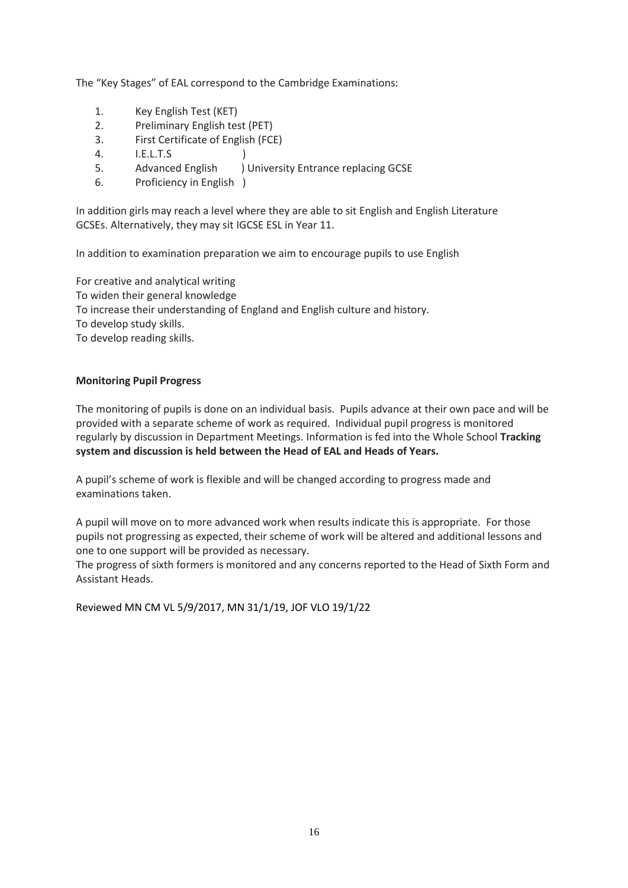The "Key Stages" of EAL correspond to the Cambridge Examinations:

1. Key English Test (KET)
2. Preliminary English test (PET)
3. First Certificate of English (FCE)
4. I.E.L.T.S )
5. Advanced English ) University Entrance replacing GCSE
6. Proficiency in English )

In addition girls may reach a level where they are able to sit English and English Literature GCSEs. Alternatively, they may sit IGCSE ESL in Year 11.

In addition to examination preparation we aim to encourage pupils to use English

For creative and analytical writing
To widen their general knowledge
To increase their understanding of England and English culture and history.
To develop study skills.
To develop reading skills.

**Monitoring Pupil Progress**

The monitoring of pupils is done on an individual basis. Pupils advance at their own pace and will be provided with a separate scheme of work as required. Individual pupil progress is monitored regularly by discussion in Department Meetings. Information is fed into the Whole School **Tracking system and discussion is held between the Head of EAL and Heads of Years.**

A pupil's scheme of work is flexible and will be changed according to progress made and examinations taken.

A pupil will move on to more advanced work when results indicate this is appropriate. For those pupils not progressing as expected, their scheme of work will be altered and additional lessons and one to one support will be provided as necessary.
The progress of sixth formers is monitored and any concerns reported to the Head of Sixth Form and Assistant Heads.

Reviewed MN CM VL 5/9/2017, MN 31/1/19, JOF VLO 19/1/22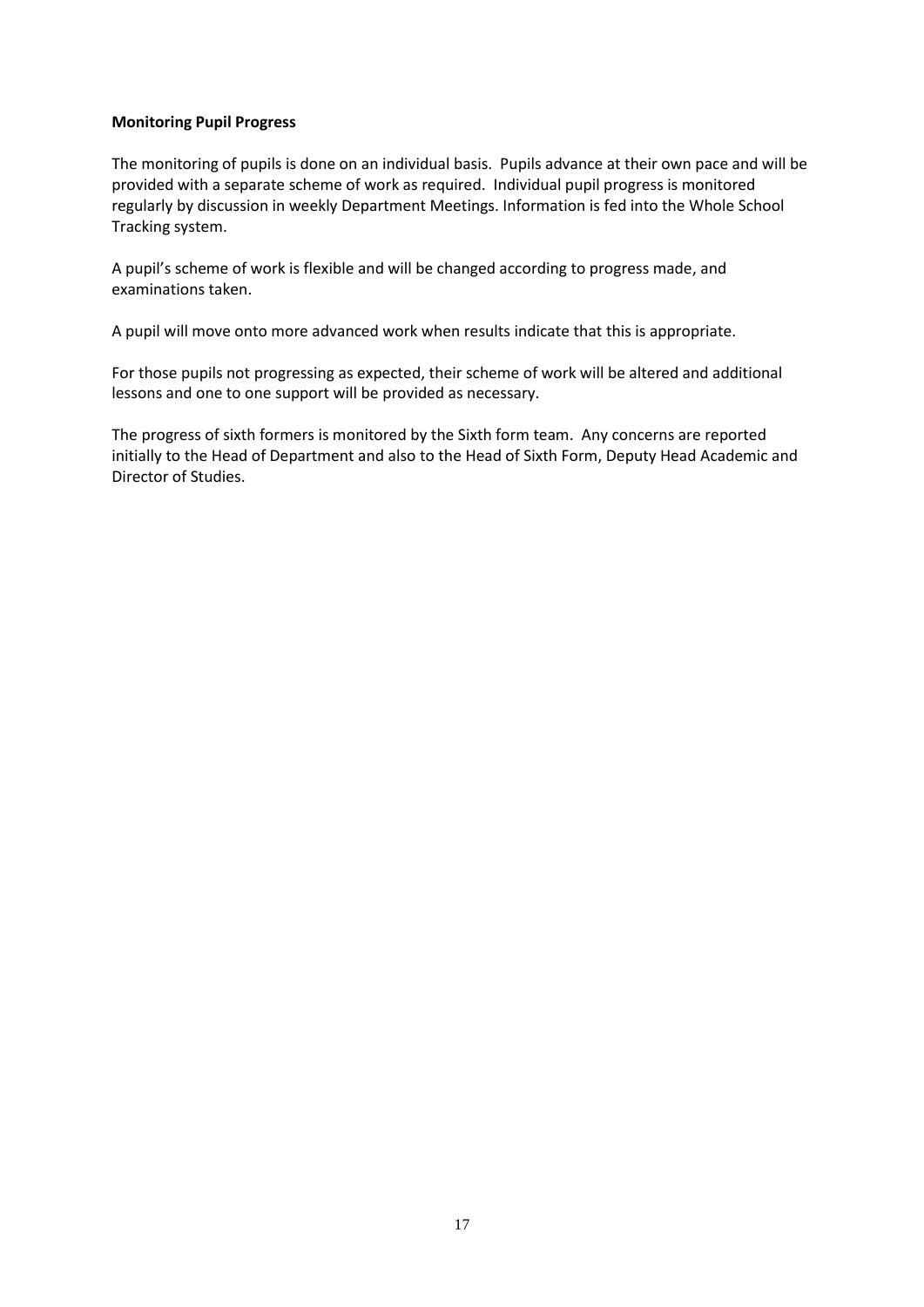**Monitoring Pupil Progress**

The monitoring of pupils is done on an individual basis. Pupils advance at their own pace and will be provided with a separate scheme of work as required. Individual pupil progress is monitored regularly by discussion in weekly Department Meetings. Information is fed into the Whole School Tracking system.

A pupil's scheme of work is flexible and will be changed according to progress made, and examinations taken.

A pupil will move onto more advanced work when results indicate that this is appropriate.

For those pupils not progressing as expected, their scheme of work will be altered and additional lessons and one to one support will be provided as necessary.

The progress of sixth formers is monitored by the Sixth form team. Any concerns are reported initially to the Head of Department and also to the Head of Sixth Form, Deputy Head Academic and Director of Studies.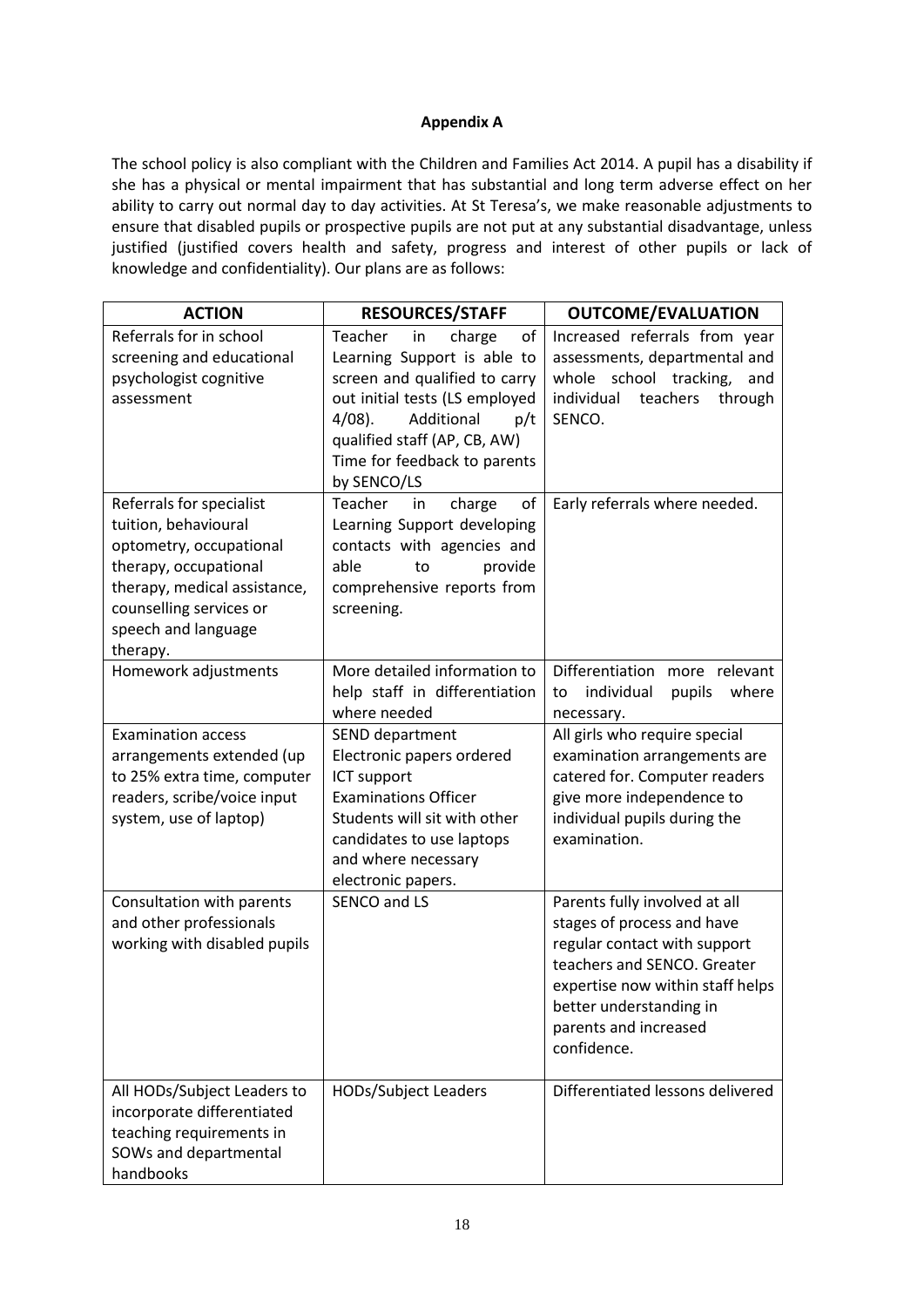**Appendix A**

The school policy is also compliant with the Children and Families Act 2014. A pupil has a disability if she has a physical or mental impairment that has substantial and long term adverse effect on her ability to carry out normal day to day activities. At St Teresa's, we make reasonable adjustments to ensure that disabled pupils or prospective pupils are not put at any substantial disadvantage, unless justified (justified covers health and safety, progress and interest of other pupils or lack of knowledge and confidentiality). Our plans are as follows:

| ACTION | RESOURCES/STAFF | OUTCOME/EVALUATION |
|---|---|---|
| Referrals for in school screening and educational psychologist cognitive assessment | Teacher in charge of Learning Support is able to screen and qualified to carry out initial tests (LS employed 4/08). Additional p/t qualified staff (AP, CB, AW) Time for feedback to parents by SENCO/LS | Increased referrals from year assessments, departmental and whole school tracking, and individual teachers through SENCO. |
| Referrals for specialist tuition, behavioural optometry, occupational therapy, occupational therapy, medical assistance, counselling services or speech and language therapy. | Teacher in charge of Learning Support developing contacts with agencies and able to provide comprehensive reports from screening. | Early referrals where needed. |
| Homework adjustments | More detailed information to help staff in differentiation where needed | Differentiation more relevant to individual pupils where necessary. |
| Examination access arrangements extended (up to 25% extra time, computer readers, scribe/voice input system, use of laptop) | SEND department Electronic papers ordered ICT support Examinations Officer Students will sit with other candidates to use laptops and where necessary electronic papers. | All girls who require special examination arrangements are catered for. Computer readers give more independence to individual pupils during the examination. |
| Consultation with parents and other professionals working with disabled pupils | SENCO and LS | Parents fully involved at all stages of process and have regular contact with support teachers and SENCO. Greater expertise now within staff helps better understanding in parents and increased confidence. |
| All HODs/Subject Leaders to incorporate differentiated teaching requirements in SOWs and departmental handbooks | HODs/Subject Leaders | Differentiated lessons delivered |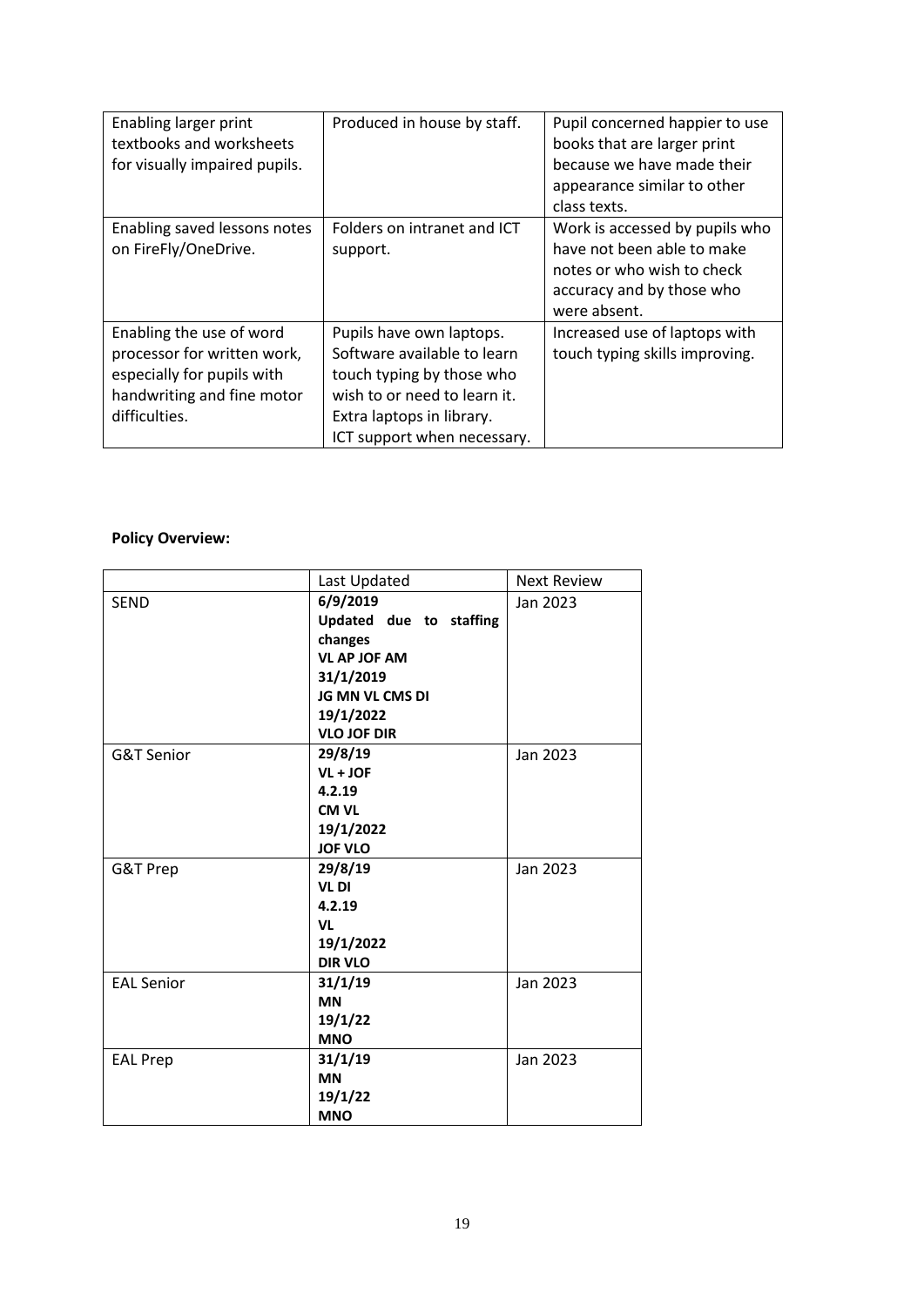| | | |
|---|---|---|
| Enabling larger print textbooks and worksheets for visually impaired pupils. | Produced in house by staff. | Pupil concerned happier to use books that are larger print because we have made their appearance similar to other class texts. |
| Enabling saved lessons notes on FireFly/OneDrive. | Folders on intranet and ICT support. | Work is accessed by pupils who have not been able to make notes or who wish to check accuracy and by those who were absent. |
| Enabling the use of word processor for written work, especially for pupils with handwriting and fine motor difficulties. | Pupils have own laptops. Software available to learn touch typing by those who wish to or need to learn it. Extra laptops in library. ICT support when necessary. | Increased use of laptops with touch typing skills improving. |

**Policy Overview:**

| | Last Updated | Next Review |
|---|---|---|
| SEND | **6/9/2019** **Updated due to staffing changes** **VL AP JOF AM** **31/1/2019** **JG MN VL CMS DI** **19/1/2022** **VLO JOF DIR** | Jan 2023 |
| G&T Senior | **29/8/19** **VL + JOF** **4.2.19** **CM VL** **19/1/2022** **JOF VLO** | Jan 2023 |
| G&T Prep | **29/8/19** **VL DI** **4.2.19** **VL** **19/1/2022** **DIR VLO** | Jan 2023 |
| EAL Senior | **31/1/19** **MN** **19/1/22** **MNO** | Jan 2023 |
| EAL Prep | **31/1/19** **MN** **19/1/22** **MNO** | Jan 2023 |